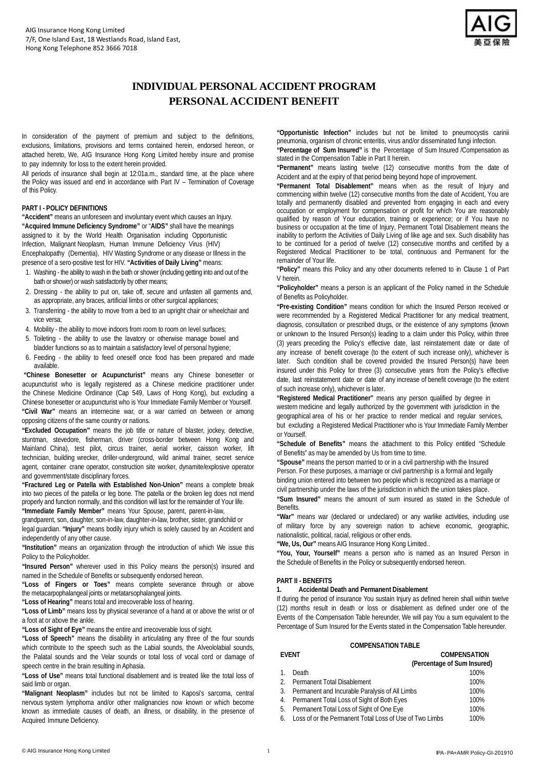AIG Insurance Hong Kong Limited
7/F, One Island East, 18 Westlands Road, Island East,
Hong Kong Telephone 852 3666 7018

# INDIVIDUAL PERSONAL ACCIDENT PROGRAM
# PERSONAL ACCIDENT BENEFIT

In consideration of the payment of premium and subject to the definitions, exclusions, limitations, provisions and terms contained herein, endorsed hereon, or attached hereto, We, AIG Insurance Hong Kong Limited hereby insure and promise to pay indemnity for loss to the extent herein provided.

All periods of insurance shall begin at 12:01a.m., standard time, at the place where the Policy was issued and end in accordance with Part IV – Termination of Coverage of this Policy.

## PART I - POLICY DEFINITIONS

**"Accident"** means an unforeseen and involuntary event which causes an Injury.

**"Acquired Immune Deficiency Syndrome"** or "**AIDS"** shall have the meanings assigned to it by the World Health Organisation including Opportunistic Infection, Malignant Neoplasm, Human Immune Deficiency Virus (HIV) Encephalopathy (Dementia), HIV Wasting Syndrome or any disease or Illness in the presence of a sero-positive test for HIV. **"Activities of Daily Living"** means:

1. Washing - the ability to wash in the bath or shower (including getting into and out of the bath or shower) or wash satisfactorily by other means;
2. Dressing - the ability to put on, take off, secure and unfasten all garments and, as appropriate, any braces, artificial limbs or other surgical appliances;
3. Transferring - the ability to move from a bed to an upright chair or wheelchair and vice versa;
4. Mobility - the ability to move indoors from room to room on level surfaces;
5. Toileting - the ability to use the lavatory or otherwise manage bowel and bladder functions so as to maintain a satisfactory level of personal hygiene;
6. Feeding - the ability to feed oneself once food has been prepared and made available.

**"Chinese Bonesetter or Acupuncturist"** means any Chinese bonesetter or acupuncturist who is legally registered as a Chinese medicine practitioner under the Chinese Medicine Ordinance (Cap 549, Laws of Hong Kong), but excluding a Chinese bonesetter or acupuncturist who is Your Immediate Family Member or Yourself.

**"Civil War"** means an internecine war, or a war carried on between or among opposing citizens of the same country or nations.

**"Excluded Occupation"** means the job title or nature of blaster, jockey, detective, stuntman, stevedore, fisherman, driver (cross-border between Hong Kong and Mainland China), test pilot, circus trainer, aerial worker, caisson worker, lift technician, building wrecker, driller-underground, wild animal trainer, secret service agent, container crane operator, construction site worker, dynamite/explosive operator and government/state disciplinary forces.

**"Fractured Leg or Patella with Established Non-Union"** means a complete break into two pieces of the patella or leg bone. The patella or the broken leg does not mend properly and function normally, and this condition will last for the remainder of Your life.

**"Immediate Family Member"** means Your Spouse, parent, parent-in-law, grandparent, son, daughter, son-in-law, daughter-in-law, brother, sister, grandchild or legal guardian. **"Injury"** means bodily injury which is solely caused by an Accident and independently of any other cause.

**"Institution"** means an organization through the introduction of which We issue this Policy to the Policyholder.

**"Insured Person"** wherever used in this Policy means the person(s) insured and named in the Schedule of Benefits or subsequently endorsed hereon.

**"Loss of Fingers or Toes"** means complete severance through or above the metacarpophalangeal joints or metatarsophalangeal joints.

**"Loss of Hearing"** means total and irrecoverable loss of hearing.

**"Loss of Limb"** means loss by physical severance of a hand at or above the wrist or of a foot at or above the ankle.

**"Loss of Sight of Eye"** means the entire and irrecoverable loss of sight.

**"Loss of Speech"** means the disability in articulating any three of the four sounds which contribute to the speech such as the Labial sounds, the Alveololabial sounds, the Palatal sounds and the Velar sounds or total loss of vocal cord or damage of speech centre in the brain resulting in Aphasia.

**"Loss of Use"** means total functional disablement and is treated like the total loss of said limb or organ.

**"Malignant Neoplasm"** includes but not be limited to Kaposi's sarcoma, central nervous system lymphoma and/or other malignancies now known or which become known as immediate causes of death, an illness, or disability, in the presence of Acquired Immune Deficiency.

**"Opportunistic Infection"** includes but not be limited to pneumocystis carinii pneumonia, organism of chronic enteritis, virus and/or disseminated fungi infection.

**"Percentage of Sum Insured"** is the Percentage of Sum Insured /Compensation as stated in the Compensation Table in Part II herein.

**"Permanent"** means lasting twelve (12) consecutive months from the date of Accident and at the expiry of that period being beyond hope of improvement.

**"Permanent Total Disablement"** means when as the result of Injury and commencing within twelve (12) consecutive months from the date of Accident, You are totally and permanently disabled and prevented from engaging in each and every occupation or employment for compensation or profit for which You are reasonably qualified by reason of Your education, training or experience; or if You have no business or occupation at the time of Injury, Permanent Total Disablement means the inability to perform the Activities of Daily Living of like age and sex. Such disability has to be continued for a period of twelve (12) consecutive months and certified by a Registered Medical Practitioner to be total, continuous and Permanent for the remainder of Your life.

**"Policy"** means this Policy and any other documents referred to in Clause 1 of Part V herein.

**"Policyholder"** means a person is an applicant of the Policy named in the Schedule of Benefits as Policyholder.

**"Pre-existing Condition"** means condition for which the Insured Person received or were recommended by a Registered Medical Practitioner for any medical treatment, diagnosis, consultation or prescribed drugs, or the existence of any symptoms (known or unknown to the Insured Person(s) leading to a claim under this Policy, within three (3) years preceding the Policy's effective date, last reinstatement date or date of any increase of benefit coverage (to the extent of such increase only), whichever is later. Such condition shall be covered provided the Insured Person(s) have been insured under this Policy for three (3) consecutive years from the Policy's effective date, last reinstatement date or date of any increase of benefit coverage (to the extent of such increase only), whichever is later.

**"Registered Medical Practitioner"** means any person qualified by degree in western medicine and legally authorized by the government with jurisdiction in the geographical area of his or her practice to render medical and regular services, but excluding a Registered Medical Practitioner who is Your Immediate Family Member or Yourself.

**"Schedule of Benefits"** means the attachment to this Policy entitled "Schedule of Benefits" as may be amended by Us from time to time.

**"Spouse"** means the person married to or in a civil partnership with the Insured Person. For these purposes, a marriage or civil partnership is a formal and legally binding union entered into between two people which is recognized as a marriage or civil partnership under the laws of the jurisdiction in which the union takes place.

**"Sum Insured"** means the amount of sum insured as stated in the Schedule of Benefits.

**"War"** means war (declared or undeclared) or any warlike activities, including use of military force by any sovereign nation to achieve economic, geographic, nationalistic, political, racial, religious or other ends.

**"We, Us, Our"** means AIG Insurance Hong Kong Limited..

**"You, Your, Yourself"** means a person who is named as an Insured Person in the Schedule of Benefits in the Policy or subsequently endorsed hereon.

## PART II - BENEFITS

### 1. Accidental Death and Permanent Disablement

If during the period of insurance You sustain Injury as defined herein shall within twelve (12) months result in death or loss or disablement as defined under one of the Events of the Compensation Table hereunder, We will pay You a sum equivalent to the Percentage of Sum Insured for the Events stated in the Compensation Table hereunder.

**COMPENSATION TABLE**

| EVENT | COMPENSATION (Percentage of Sum Insured) |
|---|---|
| 1. Death | 100% |
| 2. Permanent Total Disablement | 100% |
| 3. Permanent and Incurable Paralysis of All Limbs | 100% |
| 4. Permanent Total Loss of Sight of Both Eyes | 100% |
| 5. Permanent Total Loss of Sight of One Eye | 100% |
| 6. Loss of or the Permanent Total Loss of Use of Two Limbs | 100% |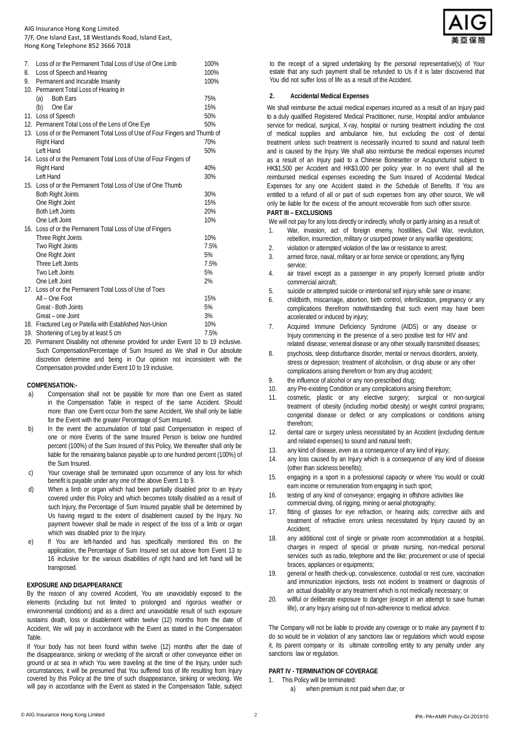| | | |
|---|---|---|
| 7. | Loss of or the Permanent Total Loss of Use of One Limb | 100% |
| 8. | Loss of Speech and Hearing | 100% |
| 9. | Permanent and Incurable Insanity | 100% |
| 10. | Permanent Total Loss of Hearing in | |
| | (a) Both Ears | 75% |
| | (b) One Ear | 15% |
| 11. | Loss of Speech | 50% |
| 12. | Permanent Total Loss of the Lens of One Eye | 50% |
| 13. | Loss of or the Permanent Total Loss of Use of Four Fingers and Thumb of | |
| | Right Hand | 70% |
| | Left Hand | 50% |
| 14. | Loss of or the Permanent Total Loss of Use of Four Fingers of | |
| | Right Hand | 40% |
| | Left Hand | 30% |
| 15. | Loss of or the Permanent Total Loss of Use of One Thumb | |
| | Both Right Joints | 30% |
| | One Right Joint | 15% |
| | Both Left Joints | 20% |
| | One Left Joint | 10% |
| 16. | Loss of or the Permanent Total Loss of Use of Fingers | |
| | Three Right Joints | 10% |
| | Two Right Joints | 7.5% |
| | One Right Joint | 5% |
| | Three Left Joints | 7.5% |
| | Two Left Joints | 5% |
| | One Left Joint | 2% |
| 17. | Loss of or the Permanent Total Loss of Use of Toes | |
| | All – One Foot | 15% |
| | Great - Both Joints | 5% |
| | Great – one Joint | 3% |
| 18. | Fractured Leg or Patella with Established Non-Union | 10% |
| 19. | Shortening of Leg by at least 5 cm | 7.5% |

20. Permanent Disability not otherwise provided for under Event 10 to 19 inclusive. Such Compensation/Percentage of Sum Insured as We shall in Our absolute discretion determine and being in Our opinion not inconsistent with the Compensation provided under Event 10 to 19 inclusive.

**COMPENSATION:-**

a) Compensation shall not be payable for more than one Event as stated in the Compensation Table in respect of the same Accident. Should more than one Event occur from the same Accident, We shall only be liable for the Event with the greater Percentage of Sum Insured.
b) In the event the accumulation of total paid Compensation in respect of one or more Events of the same Insured Person is below one hundred percent (100%) of the Sum Insured of this Policy, We thereafter shall only be liable for the remaining balance payable up to one hundred percent (100%) of the Sum Insured.
c) Your coverage shall be terminated upon occurrence of any loss for which benefit is payable under any one of the above Event 1 to 9.
d) When a limb or organ which had been partially disabled prior to an Injury covered under this Policy and which becomes totally disabled as a result of such Injury, the Percentage of Sum Insured payable shall be determined by Us having regard to the extent of disablement caused by the Injury. No payment however shall be made in respect of the loss of a limb or organ which was disabled prior to the Injury.
e) If You are left-handed and has specifically mentioned this on the application, the Percentage of Sum Insured set out above from Event 13 to 16 inclusive for the various disabilities of right hand and left hand will be transposed.

**EXPOSURE AND DISAPPEARANCE**

By the reason of any covered Accident, You are unavoidably exposed to the elements (including but not limited to prolonged and rigorous weather or environmental conditions) and as a direct and unavoidable result of such exposure sustains death, loss or disablement within twelve (12) months from the date of Accident, We will pay in accordance with the Event as stated in the Compensation Table.

If Your body has not been found within twelve (12) months after the date of the disappearance, sinking or wrecking of the aircraft or other conveyance either on ground or at sea in which You were traveling at the time of the Injury, under such circumstances, it will be presumed that You suffered loss of life resulting from Injury covered by this Policy at the time of such disappearance, sinking or wrecking. We will pay in accordance with the Event as stated in the Compensation Table, subject to the receipt of a signed undertaking by the personal representative(s) of Your estate that any such payment shall be refunded to Us if it is later discovered that You did not suffer loss of life as a result of the Accident.

**2. Accidental Medical Expenses**

We shall reimburse the actual medical expenses incurred as a result of an Injury paid to a duly qualified Registered Medical Practitioner, nurse, Hospital and/or ambulance service for medical, surgical, X-ray, hospital or nursing treatment including the cost of medical supplies and ambulance hire, but excluding the cost of dental treatment unless such treatment is necessarily incurred to sound and natural teeth and is caused by the Injury. We shall also reimburse the medical expenses incurred as a result of an Injury paid to a Chinese Bonesetter or Acupuncturist subject to HK$1,500 per Accident and HK$3,000 per policy year. In no event shall all the reimbursed medical expenses exceeding the Sum Insured of Accidental Medical Expenses for any one Accident stated in the Schedule of Benefits. If You are entitled to a refund of all or part of such expenses from any other source, We will only be liable for the excess of the amount recoverable from such other source.

**PART III – EXCLUSIONS**

We will not pay for any loss directly or indirectly, wholly or partly arising as a result of:

1. War, invasion, act of foreign enemy, hostilities, Civil War, revolution, rebellion, insurrection, military or usurped power or any warlike operations;
2. violation or attempted violation of the law or resistance to arrest;
3. armed force, naval, military or air force service or operations; any flying service;
4. air travel except as a passenger in any properly licensed private and/or commercial aircraft;
5. suicide or attempted suicide or intentional self injury while sane or insane;
6. childbirth, miscarriage, abortion, birth control, infertilization, pregnancy or any complications therefrom notwithstanding that such event may have been accelerated or induced by injury;
7. Acquired Immune Deficiency Syndrome (AIDS) or any disease or Injury commencing in the presence of a sero positive test for HIV and related disease; venereal disease or any other sexually transmitted diseases;
8. psychosis, sleep disturbance disorder, mental or nervous disorders, anxiety, stress or depression; treatment of alcoholism, or drug abuse or any other complications arising therefrom or from any drug accident;
9. the influence of alcohol or any non-prescribed drug;
10. any Pre-existing Condition or any complications arising therefrom;
11. cosmetic, plastic or any elective surgery; surgical or non-surgical treatment of obesity (including morbid obesity) or weight control programs; congenital disease or defect or any complications or conditions arising therefrom;
12. dental care or surgery unless necessitated by an Accident (excluding denture and related expenses) to sound and natural teeth;
13. any kind of disease, even as a consequence of any kind of injury;
14. any loss caused by an Injury which is a consequence of any kind of disease (other than sickness benefits);
15. engaging in a sport in a professional capacity or where You would or could earn income or remuneration from engaging in such sport;
16. testing of any kind of conveyance; engaging in offshore activities like commercial diving, oil rigging, mining or aerial photography;
17. fitting of glasses for eye refraction, or hearing aids; corrective aids and treatment of refractive errors unless necessitated by Injury caused by an Accident;
18. any additional cost of single or private room accommodation at a hospital, charges in respect of special or private nursing, non-medical personal services such as radio, telephone and the like; procurement or use of special braces, appliances or equipments;
19. general or health check-up, convalescence, custodial or rest cure, vaccination and immunization injections, tests not incident to treatment or diagnosis of an actual disability or any treatment which is not medically necessary; or
20. willful or deliberate exposure to danger (except in an attempt to save human life), or any Injury arising out of non-adherence to medical advice.

The Company will not be liable to provide any coverage or to make any payment if to do so would be in violation of any sanctions law or regulations which would expose it, its parent company or its ultimate controlling entity to any penalty under any sanctions law or regulation.

**PART IV - TERMINATION OF COVERAGE**

1. This Policy will be terminated:
   a) when premium is not paid when due; or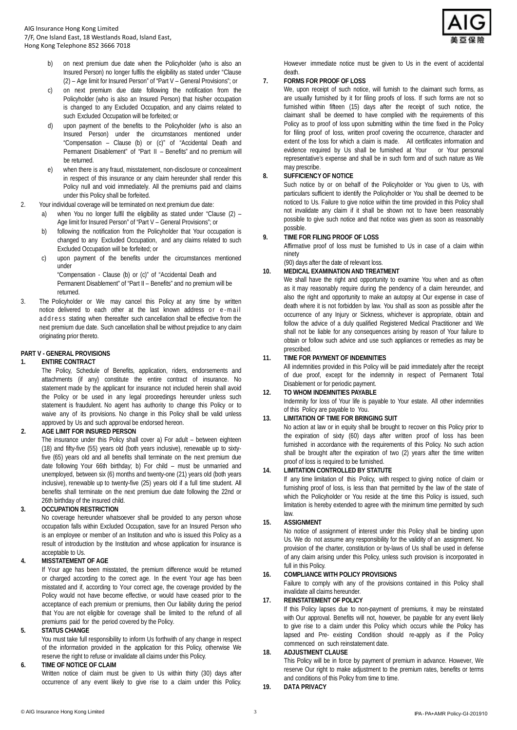b) on next premium due date when the Policyholder (who is also an Insured Person) no longer fulfils the eligibility as stated under "Clause (2) – Age limit for Insured Person" of "Part V – General Provisions"; or

c) on next premium due date following the notification from the Policyholder (who is also an Insured Person) that his/her occupation is changed to any Excluded Occupation, and any claims related to such Excluded Occupation will be forfeited; or

d) upon payment of the benefits to the Policyholder (who is also an Insured Person) under the circumstances mentioned under "Compensation – Clause (b) or (c)" of "Accidental Death and Permanent Disablement" of "Part II – Benefits" and no premium will be returned.

e) when there is any fraud, misstatement, non-disclosure or concealment in respect of this insurance or any claim hereunder shall render this Policy null and void immediately. All the premiums paid and claims under this Policy shall be forfeited.

2. Your individual coverage will be terminated on next premium due date:
   a) when You no longer fulfil the eligibility as stated under "Clause (2) – Age limit for Insured Person" of "Part V – General Provisions"; or
   b) following the notification from the Policyholder that Your occupation is changed to any Excluded Occupation, and any claims related to such Excluded Occupation will be forfeited; or
   c) upon payment of the benefits under the circumstances mentioned under "Compensation - Clause (b) or (c)" of "Accidental Death and Permanent Disablement" of "Part II – Benefits" and no premium will be returned.

3. The Policyholder or We may cancel this Policy at any time by written notice delivered to each other at the last known address or e-mail address stating when thereafter such cancellation shall be effective from the next premium due date. Such cancellation shall be without prejudice to any claim originating prior thereto.

## PART V - GENERAL PROVISIONS

**1. ENTIRE CONTRACT**

The Policy, Schedule of Benefits, application, riders, endorsements and attachments (if any) constitute the entire contract of insurance. No statement made by the applicant for insurance not included herein shall avoid the Policy or be used in any legal proceedings hereunder unless such statement is fraudulent. No agent has authority to change this Policy or to waive any of its provisions. No change in this Policy shall be valid unless approved by Us and such approval be endorsed hereon.

**2. AGE LIMIT FOR INSURED PERSON**

The insurance under this Policy shall cover a) For adult – between eighteen (18) and fifty-five (55) years old (both years inclusive), renewable up to sixty-five (65) years old and all benefits shall terminate on the next premium due date following Your 66th birthday; b) For child – must be unmarried and unemployed, between six (6) months and twenty-one (21) years old (both years inclusive), renewable up to twenty-five (25) years old if a full time student. All benefits shall terminate on the next premium due date following the 22nd or 26th birthday of the insured child.

**3. OCCUPATION RESTRICTION**

No coverage hereunder whatsoever shall be provided to any person whose occupation falls within Excluded Occupation, save for an Insured Person who is an employee or member of an Institution and who is issued this Policy as a result of introduction by the Institution and whose application for insurance is acceptable to Us.

**4. MISSTATEMENT OF AGE**

If Your age has been misstated, the premium difference would be returned or charged according to the correct age. In the event Your age has been misstated and if, according to Your correct age, the coverage provided by the Policy would not have become effective, or would have ceased prior to the acceptance of each premium or premiums, then Our liability during the period that You are not eligible for coverage shall be limited to the refund of all premiums paid for the period covered by the Policy.

**5. STATUS CHANGE**

You must take full responsibility to inform Us forthwith of any change in respect of the information provided in the application for this Policy, otherwise We reserve the right to refuse or invalidate all claims under this Policy.

**6. TIME OF NOTICE OF CLAIM**

Written notice of claim must be given to Us within thirty (30) days after occurrence of any event likely to give rise to a claim under this Policy. However immediate notice must be given to Us in the event of accidental death.

**7. FORMS FOR PROOF OF LOSS**

We, upon receipt of such notice, will furnish to the claimant such forms, as are usually furnished by it for filing proofs of loss. If such forms are not so furnished within fifteen (15) days after the receipt of such notice, the claimant shall be deemed to have complied with the requirements of this Policy as to proof of loss upon submitting within the time fixed in the Policy for filing proof of loss, written proof covering the occurrence, character and extent of the loss for which a claim is made. All certificates information and evidence required by Us shall be furnished at Your or Your personal representative's expense and shall be in such form and of such nature as We may prescribe.

**8. SUFFICIENCY OF NOTICE**

Such notice by or on behalf of the Policyholder or You given to Us, with particulars sufficient to identify the Policyholder or You shall be deemed to be noticed to Us. Failure to give notice within the time provided in this Policy shall not invalidate any claim if it shall be shown not to have been reasonably possible to give such notice and that notice was given as soon as reasonably possible.

**9. TIME FOR FILING PROOF OF LOSS**

Affirmative proof of loss must be furnished to Us in case of a claim within ninety (90) days after the date of relevant loss.

**10. MEDICAL EXAMINATION AND TREATMENT**

We shall have the right and opportunity to examine You when and as often as it may reasonably require during the pendency of a claim hereunder, and also the right and opportunity to make an autopsy at Our expense in case of death where it is not forbidden by law. You shall as soon as possible after the occurrence of any Injury or Sickness, whichever is appropriate, obtain and follow the advice of a duly qualified Registered Medical Practitioner and We shall not be liable for any consequences arising by reason of Your failure to obtain or follow such advice and use such appliances or remedies as may be prescribed.

**11. TIME FOR PAYMENT OF INDEMNITIES**

All indemnities provided in this Policy will be paid immediately after the receipt of due proof, except for the indemnity in respect of Permanent Total Disablement or for periodic payment.

**12. TO WHOM INDEMNITIES PAYABLE**

Indemnity for loss of Your life is payable to Your estate. All other indemnities of this Policy are payable to You.

**13. LIMITATION OF TIME FOR BRINGING SUIT**

No action at law or in equity shall be brought to recover on this Policy prior to the expiration of sixty (60) days after written proof of loss has been furnished in accordance with the requirements of this Policy. No such action shall be brought after the expiration of two (2) years after the time written proof of loss is required to be furnished.

**14. LIMITATION CONTROLLED BY STATUTE**

If any time limitation of this Policy, with respect to giving notice of claim or furnishing proof of loss, is less than that permitted by the law of the state of which the Policyholder or You reside at the time this Policy is issued, such limitation is hereby extended to agree with the minimum time permitted by such law.

**15. ASSIGNMENT**

No notice of assignment of interest under this Policy shall be binding upon Us. We do not assume any responsibility for the validity of an assignment. No provision of the charter, constitution or by-laws of Us shall be used in defense of any claim arising under this Policy, unless such provision is incorporated in full in this Policy.

**16. COMPLIANCE WITH POLICY PROVISIONS**

Failure to comply with any of the provisions contained in this Policy shall invalidate all claims hereunder.

**17. REINSTATEMENT OF POLICY**

If this Policy lapses due to non-payment of premiums, it may be reinstated with Our approval. Benefits will not, however, be payable for any event likely to give rise to a claim under this Policy which occurs while the Policy has lapsed and Pre- existing Condition should re-apply as if the Policy commenced on such reinstatement date.

**18. ADJUSTMENT CLAUSE**

This Policy will be in force by payment of premium in advance. However, We reserve Our right to make adjustment to the premium rates, benefits or terms and conditions of this Policy from time to time.

**19. DATA PRIVACY**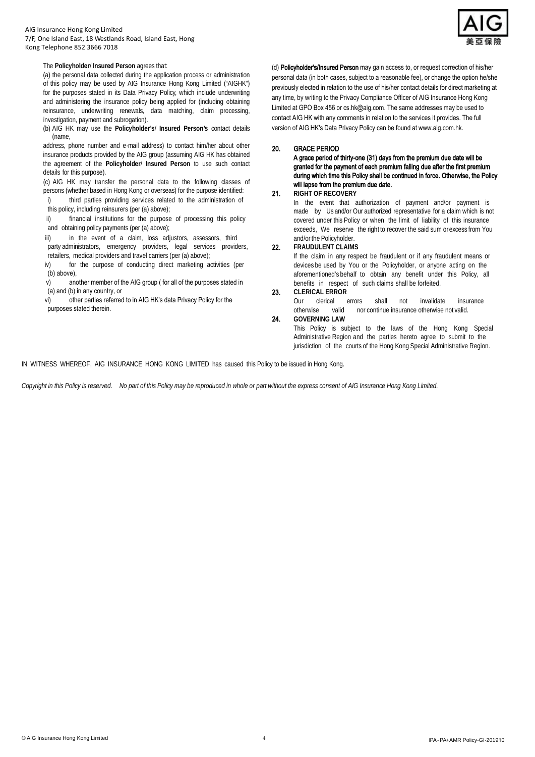The **Policyholder**/ **Insured Person** agrees that:

(a) the personal data collected during the application process or administration of this policy may be used by AIG Insurance Hong Kong Limited ("AIGHK") for the purposes stated in its Data Privacy Policy, which include underwriting and administering the insurance policy being applied for (including obtaining reinsurance, underwriting renewals, data matching, claim processing, investigation, payment and subrogation).

(b) AIG HK may use the **Policyholder's**/ **Insured Person's** contact details (name, address, phone number and e-mail address) to contact him/her about other insurance products provided by the AIG group (assuming AIG HK has obtained the agreement of the **Policyholder**/ **Insured Person** to use such contact details for this purpose).

(c) AIG HK may transfer the personal data to the following classes of persons (whether based in Hong Kong or overseas) for the purpose identified:

i) third parties providing services related to the administration of this policy, including reinsurers (per (a) above);

ii) financial institutions for the purpose of processing this policy and obtaining policy payments (per (a) above);

iii) in the event of a claim, loss adjustors, assessors, third party administrators, emergency providers, legal services providers, retailers, medical providers and travel carriers (per (a) above);

iv) for the purpose of conducting direct marketing activities (per (b) above),

v) another member of the AIG group ( for all of the purposes stated in (a) and (b) in any country, or

vi) other parties referred to in AIG HK's data Privacy Policy for the purposes stated therein.

(d) **Policyholder's/Insured Person** may gain access to, or request correction of his/her personal data (in both cases, subject to a reasonable fee), or change the option he/she previously elected in relation to the use of his/her contact details for direct marketing at any time, by writing to the Privacy Compliance Officer of AIG Insurance Hong Kong Limited at GPO Box 456 or cs.hk@aig.com. The same addresses may be used to contact AIG HK with any comments in relation to the services it provides. The full version of AIG HK's Data Privacy Policy can be found at www.aig.com.hk.

**20. GRACE PERIOD**

**A grace period of thirty-one (31) days from the premium due date will be granted for the payment of each premium falling due after the first premium during which time this Policy shall be continued in force. Otherwise, the Policy will lapse from the premium due date.**

**21. RIGHT OF RECOVERY**

In the event that authorization of payment and/or payment is made by Us and/or Our authorized representative for a claim which is not covered under this Policy or when the limit of liability of this insurance exceeds, We reserve the right to recover the said sum or excess from You and/or the Policyholder.

**22. FRAUDULENT CLAIMS**

If the claim in any respect be fraudulent or if any fraudulent means or devices be used by You or the Policyholder, or anyone acting on the aforementioned's behalf to obtain any benefit under this Policy, all benefits in respect of such claims shall be forfeited.

**23. CLERICAL ERROR**

Our clerical errors shall not invalidate insurance otherwise valid nor continue insurance otherwise not valid.

**24. GOVERNING LAW**

This Policy is subject to the laws of the Hong Kong Special Administrative Region and the parties hereto agree to submit to the jurisdiction of the courts of the Hong Kong Special Administrative Region.

IN WITNESS WHEREOF, AIG INSURANCE HONG KONG LIMITED has caused this Policy to be issued in Hong Kong.

*Copyright in this Policy is reserved. No part of this Policy may be reproduced in whole or part without the express consent of AIG Insurance Hong Kong Limited.*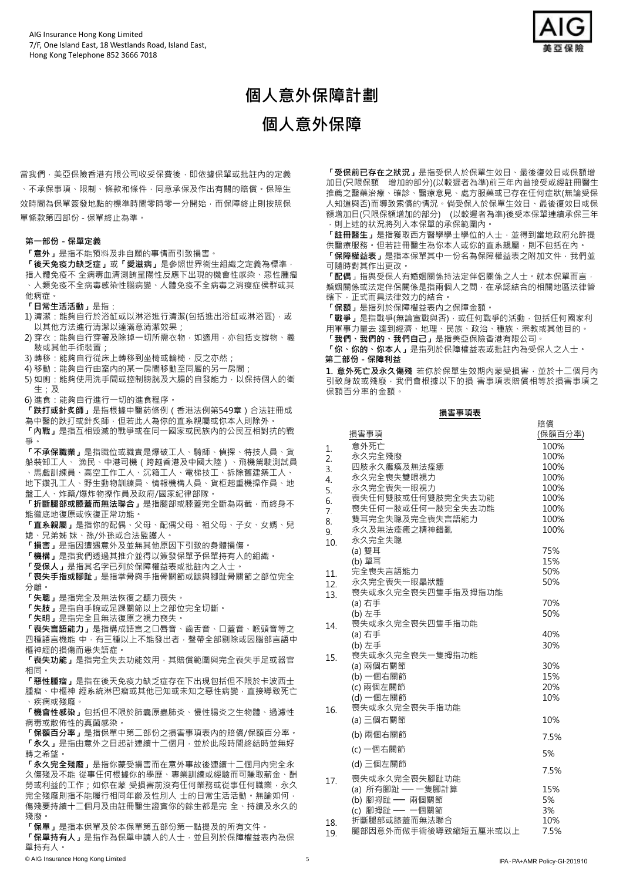AIG Insurance Hong Kong Limited
7/F, One Island East, 18 Westlands Road, Island East,
Hong Kong Telephone 852 3666 7018

# 個人意外保障計劃

# 個人意外保障

當我們，美亞保險香港有限公司收妥保費後，即依據保單或批註內的定義、不承保事項、限制、條款和條件，同意承保及作出有關的賠償。保障生效時間為保單簽發地點的標準時間零時零一分開始，而保障終止則按照保單條款第四部份 - 保單終止為準。

## 第一部份 - 保單定義

**「意外」**是指不能預料及非自願的事情而引致損害。

**「後天免疫力缺乏症」**或**「愛滋病」**是參照世界衛生組織之定義為標準，指人體免疫不全病毒血清測試呈陽性反應下出現的機會性感染、惡性腫瘤、人類免疫不全病毒感染性腦病變、人體免疫不全病毒之消瘦症候群或其他病症。

**「日常生活活動」**是指：

1) 清潔：能夠自行於浴缸或以淋浴進行清潔(包括進出浴缸或淋浴區)，或以其他方法進行清潔以達滿意清潔效果；
2) 穿衣：能夠自行穿著及除掉一切所需衣物，如適用，亦包括支撐物、義肢或其他手術裝置；
3) 轉移：能夠自行從床上轉移到坐椅或輪椅，反之亦然；
4) 移動：能夠自行由室內的某一房間移動至同層的另一房間；
5) 如廁：能夠使用洗手間或控制膀胱及大腸的自發能力，以保持個人的衛生；及
6) 進食：能夠自行進行一切的進食程序。

**「跌打或針灸師」**是指根據中醫藥條例（香港法例第549章）合法註冊成為中醫的跌打或針灸師，但若此人為你的直系親屬或你本人則除外。

**「內戰」**是指互相毀滅的戰爭或在同一國家或民族內的公民互相對抗的戰爭。

**「不承保職業」**是指職位或職責是爆破工人、騎師、偵探、特技人員、貨船裝卸工人、漁民、中港司機（跨越香港及中國大陸）、飛機駕駛測試員、馬戲訓練員、高空工作工人、沉箱工人、電梯技工、拆除舊建築工人、地下鑽孔工人、野生動物訓練員、情報機構人員、貨柜起重機操作員、地盤工人、炸藥/爆炸物操作員及政府/國家紀律部隊。

**「折斷腿部或膝蓋而無法聯合」**是指腿部或膝蓋完全斷為兩截，而終身不能徹底地復原或恢復正常功能。

**「直系親屬」**是指你的配偶、父母、配偶父母、祖父母、子女、女婿、兒媳、兄弟姊妹、孫/外孫或合法監護人。

**「損害」**是指因遭遇意外及並無其他原因下引致的身體損傷。

**「機構」**是指我們透過其推介並得以簽發保單予保單持有人的組織。

**「受保人」**是指其名字已列於保障權益表或批註內之人士。

**「喪失手指或腳趾」**是指掌骨與手指骨關節或蹠與腳趾骨關節之部位完全分離。

**「失聰」**是指完全及無法恢復之聽力喪失。

**「失肢」**是指自手腕或足踝關節以上之部位完全切斷。

**「失明」**是指完全且無法復原之視力喪失。

**「喪失言語能力」**是指構成語言之口唇音、齒舌音、口蓋音、喉頭音等之四種語言機能中，有三種以上不能發出者，聲帶全部剔除或因腦部言語中樞神經的損傷而患失語症。

**「喪失功能」**是指完全失去功能效用，其賠償範圍與完全喪失手足或器官相同。

**「惡性腫瘤」**是指在後天免疫力缺乏症存在下出現包括但不限於卡波西士腫瘤、中樞神經系統淋巴瘤或其他已知或未知之惡性病變，直接導致死亡、疾病或殘廢。

**「機會性感染」**包括但不限於肺囊原蟲肺炎、慢性腸炎之生物體、過濾性病毒或散佈性的真菌感染。

**「保額百分率」**是指保單中第二部份之損害事項表內的賠償/保額百分率。

**「永久」**是指由意外之日起計連續十二個月，並於此段時間終結時並無好轉之希望。

**「永久完全殘廢」**是指你蒙受損害而在意外事故後連續十二個月內完全永久殘廢及不能從事任何根據你的學歷、專業訓練或經驗而可賺取薪金、酬勞或利益的工作；如你在蒙受損害前沒有任何業務或從事任何職業，永久完全殘廢則指不能履行相同年齡及性別人士的日常生活活動。無論如何，傷殘要持續十二個月及由註冊醫生證實你的餘生都是完全、持續及永久的殘廢。

**「保單」**是指本保單及於本保單第五部份第一點提及的所有文件。

**「保單持有人」**是指作為保單申請人的人士，並且列於保障權益表內為保單持有人。

**「受保前已存在之狀況」**是指受保人於保單生效日、最後復效日或保額增加日(只限保額增加的部分)(以較遲者為準)前三年內曾接受或經註冊醫生推薦之醫藥治療、確診、醫療意見、處方服藥或已存在任何症狀(無論受保人知道與否)而導致索償的情況。倘受保人於保單生效日、最後復效日或保額增加日(只限保額增加的部分)（以較遲者為準)後受本保單連續承保三年，則上述的狀況將列入本保單的承保範圍內。

**「註冊醫生」**是指獲取西方醫學學士學位的人士，並得到當地政府允許提供醫療服務。但若註冊醫生為你本人或你的直系親屬，則不包括在內。

**「保障權益表」**是指本保單其中一份名為保障權益表之附加文件，我們並可隨時對其作出更改。

**「配偶」**指與受保人有婚姻關係持法定伴侶關係之人士。就本保單而言，婚姻關係或法定伴侶關係是指兩個人之間，在承認結合的相關地區法律管轄下，正式而具法律效力的結合。

**「保額」**是指列於保障權益表內之保障金額。

**「戰爭」**是指戰爭(無論宣戰與否)，或任何戰爭的活動，包括任何國家利用軍事力量去達到經濟、地理、民族、政治、種族、宗教或其他目的。

**「我們、我們的、我們自己」**是指美亞保險香港有限公司。

**「你、你的、你本人」**是指列於保障權益表或批註內為受保人之人士。

## 第二部份 - 保障利益

**1. 意外死亡及永久傷殘** 若你於保單生效期內蒙受損害，並於十二個月內引致身故或殘廢，我們會根據以下的損害事項表賠償相等於損害事項之保額百分率的金額。

**損害事項表**

| | 損害事項 | 賠償(保額百分率) |
|---|---|---|
| 1. | 意外死亡 | 100% |
| 2. | 永久完全殘廢 | 100% |
| 3. | 四肢永久癱瘓及無法痊癒 | 100% |
| 4. | 永久完全喪失雙眼視力 | 100% |
| 5. | 永久完全喪失一眼視力 | 100% |
| 6. | 喪失任何雙肢或任何雙肢完全失去功能 | 100% |
| 7. | 喪失任何一肢或任何一肢完全失去功能 | 100% |
| 8. | 雙耳完全失聰及完全喪失言語能力 | 100% |
| 9. | 永久及無法痊癒之精神錯亂 | 100% |
| 10. | 永久完全失聰 | |
| | (a) 雙耳 | 75% |
| | (b) 單耳 | 15% |
| 11. | 完全喪失言語能力 | 50% |
| 12. | 永久完全喪失一眼晶狀體 | 50% |
| 13. | 喪失或永久完全喪失四隻手指及拇指功能 | |
| | (a) 右手 | 70% |
| | (b) 左手 | 50% |
| 14. | 喪失或永久完全喪失四隻手指功能 | |
| | (a) 右手 | 40% |
| | (b) 左手 | 30% |
| 15. | 喪失或永久完全喪失一隻拇指功能 | |
| | (a) 兩個右關節 | 30% |
| | (b) 一個右關節 | 15% |
| | (c) 兩個左關節 | 20% |
| | (d) 一個左關節 | 10% |
| 16. | 喪失或永久完全喪失手指功能 | |
| | (a) 三個右關節 | 10% |
| | (b) 兩個右關節 | 7.5% |
| | (c) 一個右關節 | 5% |
| | (d) 三個左關節 | 7.5% |
| 17. | 喪失或永久完全喪失腳趾功能 | |
| | (a) 所有腳趾 — 一隻腳計算 | 15% |
| | (b) 腳拇趾 — 兩個關節 | 5% |
| | (c) 腳拇趾 — 一個關節 | 3% |
| 18. | 折斷腿部或膝蓋而無法聯合 | 10% |
| 19. | 腿部因意外而於手術後導致縮短五厘米或以上 | 7.5% |

© AIG Insurance Hong Kong Limited　　IPA-PA+AMR Policy-GI-201910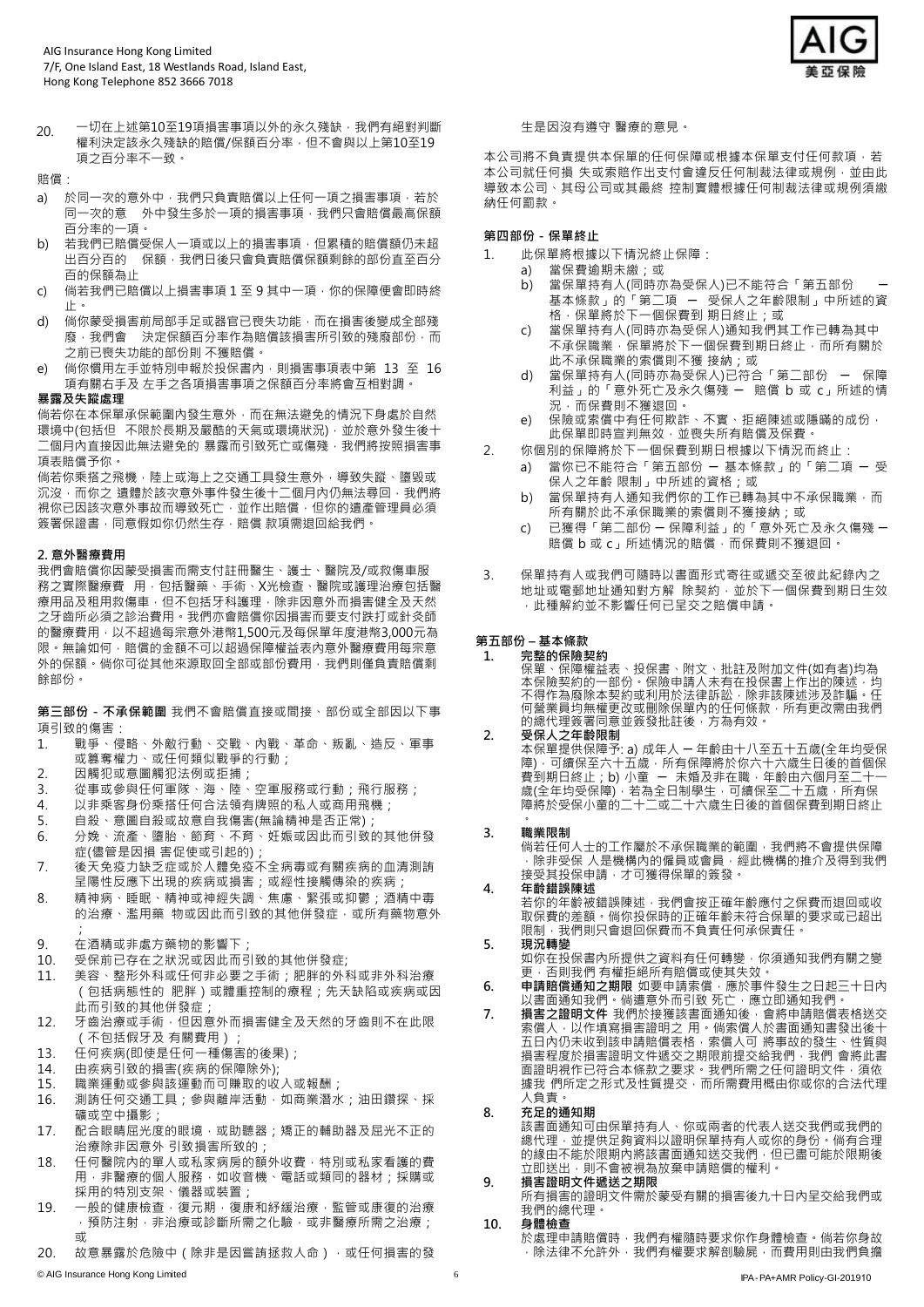20. 一切在上述第10至19項損害事項以外的永久殘缺，我們有絕對判斷權利決定該永久殘缺的賠償/保額百分率，但不會與以上第10至19項之百分率不一致。

賠償：

a) 於同一次的意外中，我們只負責賠償以上任何一項之損害事項，若於同一次的意外中發生多於一項的損害事項，我們只會賠償最高保額百分率的一項。
b) 若我們已賠償受保人一項或以上的損害事項，但累積的賠償額仍未超出百分百的保額，我們日後只會負責賠償保額剩餘的部份直至百分百的保額為止
c) 倘若我們已賠償以上損害事項 1 至 9 其中一項，你的保障便會即時終止。
d) 倘你蒙受損害前局部手足或器官已喪失功能，而在損害後變成全部殘廢，我們會決定保額百分率作為賠償該損害所引致的殘廢部份，而之前已喪失功能的部份則不獲賠償。
e) 倘你慣用左手並特別申報於投保書內，則損害事項表中第 13 至 16 項有關右手及左手之各項損害事項之保額百分率將會互相對調。

**暴露及失蹤處理**

倘若你在本保單承保範圍內發生意外，而在無法避免的情況下身處於自然環境中(包括但不限於長期及嚴酷的天氣或環境狀況)，並於意外發生後十二個月內直接因此無法避免的暴露而引致死亡或傷殘，我們將按照損害事項表賠償予你。

倘若你乘搭之飛機，陸上或海上之交通工具發生意外，導致失蹤、墮毀或沉沒，而你之遺體於該次意外事件發生後十二個月內仍無法尋回，我們將視你已因該次意外事故而導致死亡，並作出賠償，但你的遺產管理員必須簽署保證書，同意假如你仍然生存，賠償款項需退回給我們。

## 2. 意外醫療費用

我們會賠償你因蒙受損害而需支付註冊醫生、護士、醫院及/或救傷車服務之實際醫療費用，包括醫藥、手術、X光檢查、醫院或護理治療包括醫療用品及租用救傷車，但不包括牙科護理，除非因意外而損害健全及天然之牙齒所必須之診治費用。我們亦會賠償你因損害而要支付跌打或針灸師的醫療費用，以不超過每宗意外港幣1,500元及每保單年度港幣3,000元為限。無論如何，賠償的金額不可以超過保障權益表內意外醫療費用每宗意外的保額。倘你可從其他來源取回全部或部份費用，我們則僅負責賠償剩餘部份。

**第三部份 - 不承保範圍** 我們不會賠償直接或間接、部份或全部因以下事項引致的傷害：

1. 戰爭、侵略、外敵行動、交戰、內戰、革命、叛亂、造反、軍事或篡奪權力、或任何類似戰爭的行動；
2. 因觸犯或意圖觸犯法例或拒捕；
3. 從事或參與任何軍隊、海、陸、空軍服務或行動；飛行服務；
4. 以非乘客身份乘搭任何合法領有牌照的私人或商用飛機；
5. 自殺、意圖自殺或故意自我傷害(無論精神是否正常)；
6. 分娩、流產、墮胎、節育、不育、妊娠或因此而引致的其他併發症(儘管是因損害促使或引起的)；
7. 後天免疫力缺乏症或於人體免疫不全病毒或有關疾病的血清測請呈陽性反應下出現的疾病或損害；或經性接觸傳染的疾病；
8. 精神病、睡眠、精神或神經失調、焦慮、緊張或抑鬱；酒精中毒的治療、濫用藥物或因此而引致的其他併發症，或所有藥物意外；
9. 在酒精或非處方藥物的影響下；
10. 受保前已存在之狀況或因此而引致的其他併發症;
11. 美容、整形外科或任何非必要之手術；肥胖的外科或非外科治療（包括病態性的肥胖）或體重控制的療程；先天缺陷或疾病或因此而引致的其他併發症；
12. 牙齒治療或手術，但因意外而損害健全及天然的牙齒則不在此限（不包括假牙及有關費用）；
13. 任何疾病(即使是任何一種傷害的後果)；
14. 由疾病引致的損害(疾病的保障除外);
15. 職業運動或參與該運動而可賺取的收入或報酬；
16. 測試任何交通工具；參與離岸活動，如商業潛水；油田鑽探、採礦或空中攝影；
17. 配合眼睛屈光度的眼鏡，助聽器；矯正的輔助器及屈光不正的治療除非因意外引致損害所致的；
18. 任何醫院內的單人或私家病房的額外收費，特別或私家看護的費用，非醫療的個人服務，如收音機、電話或類同的器材；採購或採用的特別支架、儀器或裝置；
19. 一般的健康檢查，復元期，復康和紓緩治療，監管或康復的治療，預防注射，非治療或診斷所需之化驗，或非醫療所需之治療；或
20. 故意暴露於危險中（除非是因嘗試拯救人命），或任何損害的發生是因沒有遵守醫療的意見。

本公司將不負責提供本保單的任何保障或根據本保單支付任何款項，若本公司就任何損失或索賠作出支付會違反任何制裁法律或規例，並由此導致本公司、其母公司或其最終控制實體根據任何制裁法律或規例須繳納任何罰款。

### 第四部份 - 保單終止

1. 此保單將根據以下情況終止保障：
   a) 當保費逾期未繳；或
   b) 當保單持有人(同時亦為受保人)已不能符合「第五部份 － 基本條款」的「第二項 － 受保人之年齡限制」中所述的資格，保單將於下一個保費到期日終止；或
   c) 當保單持有人(同時亦為受保人)通知我們其工作已轉為其中不承保職業，保單將於下一個保費到期日終止，而所有關於此不承保職業的索償則不獲接納；或
   d) 當保單持有人(同時亦為受保人)已符合「第二部份 － 保障利益」的「意外死亡及永久傷殘 － 賠償 b 或 c」所述的情況，而保費則不獲退回。
   e) 保險或索償中有任何欺詐、不實、拒絕陳述或隱瞞的成份，此保單即時宣判無效，並喪失所有賠償及保費。
2. 你個別的保障將於下一個保費到期日根據以下情況而終止：
   a) 當你已不能符合「第五部份 － 基本條款」的「第二項 － 受保人之年齡限制」中所述的資格；或
   b) 當保單持有人通知我們你的工作已轉為其中不承保職業，而所有關於此不承保職業的索償則不獲接納；或
   c) 已獲得「第二部份 － 保障利益」的「意外死亡及永久傷殘 － 賠償 b 或 c」所述情況的賠償，而保費則不獲退回。
3. 保單持有人或我們可隨時以書面形式寄往或遞交至彼此紀錄內之地址或電郵地址通知對方解除契約，並於下一個保費到期日生效，此種解約並不影響任何已呈交之賠償申請。

### 第五部份 – 基本條款

1. **完整的保險契約**
   保單、保障權益表、投保書、附文、批註及附加文件(如有者)均為本保險契約的一部份。保險申請人未有在投保書上作出的陳述，均不得作為廢除本契約或利用於法律訴訟，除非該陳述涉及詐騙。任何營業員均無權更改或刪除保單內的任何條款，所有更改需由我們的總代理簽署同意並簽發批註後，方為有效。
2. **受保人之年齡限制**
   本保單提供保障予: a) 成年人 – 年齡由十八至五十五歲(全年均受保障)，可續保至六十五歲，所有保障將於你六十六歲生日後的首個保費到期日終止；b) 小童 – 未婚及非在職，年齡由六個月至二十一歲(全年均受保障)，若為全日制學生，可續保至二十五歲，所有保障將於受保小童的二十二或二十六歲生日後的首個保費到期日終止。
3. **職業限制**
   倘若任何人士的工作屬於不承保職業的範圍，我們將不會提供保障，除非受保人是機構內的僱員或會員，經此機構的推介及得到我們接受其投保申請，才可獲得保單的簽發。
4. **年齡錯誤陳述**
   若你的年齡被錯誤陳述，我們會按正確年齡應付之保費而退回或收取保費的差額。倘你投保時的正確年齡未符合保單的要求或已超出限制，我們則只會退回保費而不負責任何保障責任。
5. **現況轉變**
   如你在投保書內所提供之資料有任何轉變，你須通知我們有關之變更，否則我們有權拒絕所有賠償或使其失效。
6. **申請賠償通知之期限** 如要申請索償，應於事件發生之日起三十日內以書面通知我們。倘遭意外而引致死亡，應立即通知我們。
7. **損害之證明文件** 我們於接獲該書面通知後，會將申請賠償表格送交索償人，以作填寫損害證明之用。倘索償人於書面通知書發出後十五日內仍未收到該申請賠償表格，索償人可將事故的發生、性質與損害程度於損害證明文件遞交之期限前提交給我們，我們會將此書面證明視作已符合本條款之要求。我們所需之任何證明文件，須依據我們所定之形式及性質提交，而所需費用概由你或你的合法代理人負責。
8. **充足的通知期**
   該書面通知可由保單持有人、你或兩者的代表人送交我們或我們的總代理，並提供足夠資料以證明保單持有人或你的身份。倘有合理的緣由不能於限期內將該書面通知送交我們，但已盡可能於限期後立即送出，則不會被視為放棄申請賠償的權利。
9. **損害證明文件遞送之期限**
   所有損害的證明文件需於蒙受有關的損害後九十日內呈交給我們或我們的總代理。
10. **身體檢查**
    於處理申請賠償時，我們有權隨時要求你作身體檢查。倘若你身故，除法律不允許外，我們有權要求解剖驗屍，而費用則由我們負擔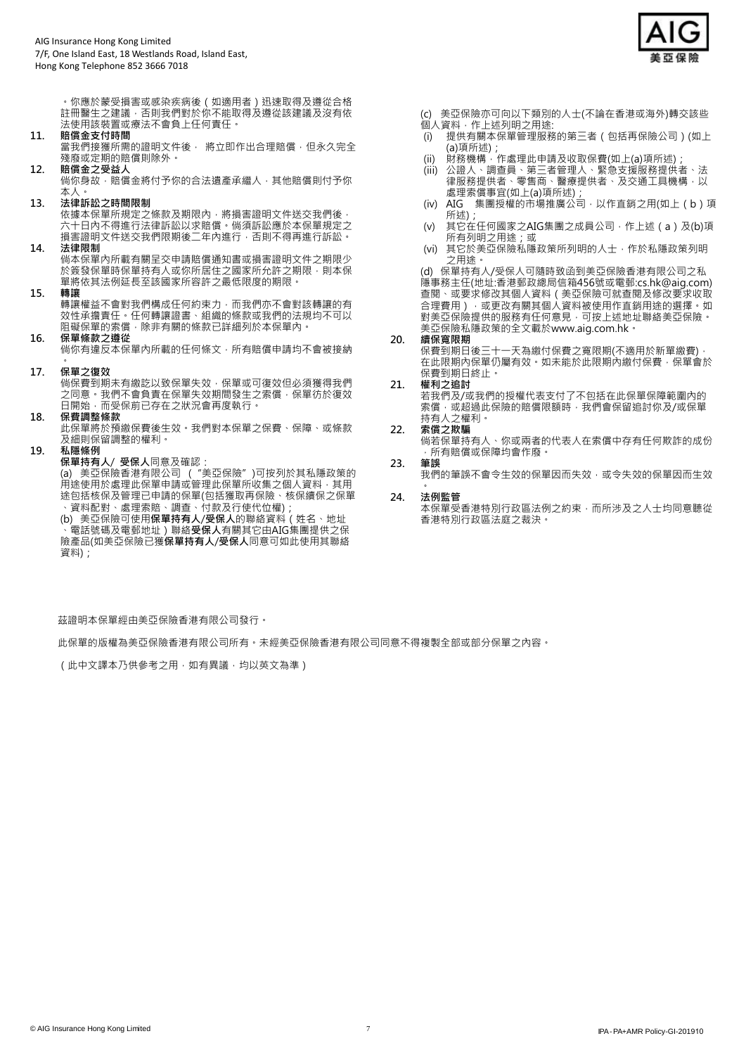。你應於蒙受損害或感染疾病後（如適用者）迅速取得及遵從合格註冊醫生之建議，否則我們對於你不能取得及遵從該建議及沒有依法使用該裝置或療法不會負上任何責任。

**11. 賠償金支付時間**

當我們接獲所需的證明文件後， 將立即作出合理賠償，但永久完全殘廢或定期的賠償則除外。

**12. 賠償金之受益人**

倘你身故，賠償金將付予你的合法遺產承繼人，其他賠償則付予你本人。

**13. 法律訴訟之時間限制**

依據本保單所規定之條款及期限內，將損害證明文件送交我們後，六十日內不得進行法律訴訟以求賠償。倘須訴訟應於本保單規定之損害證明文件送交我們限期後二年內進行，否則不得再進行訴訟。

**14. 法律限制**

倘本保單內所載有關呈交申請賠償通知書或損害證明文件之期限少於簽發保單時保單持有人或你所居住之國家所允許之期限，則本保單將依其法例延長至該國家所容許之最低限度的期限。

**15. 轉讓**

轉讓權益不會對我們構成任何約束力，而我們亦不會對該轉讓的有效性承擔責任。任何轉讓證書、組織的條款或我們的法規均不可以阻礙保單的索償，除非有關的條款已詳細列於本保單內。

**16. 保單條款之遵從**

倘你有違反本保單內所載的任何條文，所有賠償申請均不會被接納。

**17. 保單之復效**

倘保費到期未有繳訖以致保單失效，保單或可復效但必須獲得我們之同意。我們不會負責在保單失效期間發生之索償，保單彷於復效日開始，而受保前已存在之狀況會再度執行。

**18. 保費調整條款**

此保單將於預繳保費後生效。我們對本保單之保費、保障、或條款及細則保留調整的權利。

**19. 私隱條例**

**保單持有人/ 受保人**同意及確認：

(a) 美亞保險香港有限公司 （"美亞保險"）可按列於其私隱政策的用途使用於處理此保單申請或管理此保單所收集之個人資料，其用途包括核保及管理已申請的保單(包括獲取再保險、核保續保之保單、資料配對、處理索賠、調查、付款及行使代位權)；

(b) 美亞保險可使用**保單持有人/受保人**的聯絡資料（姓名、地址、電話號碼及電郵地址）聯絡**受保人**有關其它由AIG集團提供之保險產品(如美亞保險已獲**保單持有人/受保人**同意可如此使用其聯絡資料)；

(c) 美亞保險亦可向以下類別的人士(不論在香港或海外)轉交該些個人資料，作上述列明之用途:

(i) 提供有關本保單管理服務的第三者（包括再保險公司）(如上(a)項所述)；

(ii) 財務機構，作處理此申請及收取保費(如上(a)項所述)；

(iii) 公證人、調查員、第三者管理人、緊急支援服務提供者、法律服務提供者、零售商、醫療提供者、及交通工具機構，以處理索償事宜(如上(a)項所述)；

(iv) AIG 集團授權的市場推廣公司，以作直銷之用(如上（b）項所述)；

(v) 其它在任何國家之AIG集團之成員公司，作上述（a）及(b)項所有列明之用途；或

(vi) 其它於美亞保險私隱政策所列明的人士，作於私隱政策列明之用途。

(d) 保單持有人/受保人可隨時致函到美亞保險香港有限公司之私隱事務主任(地址:香港郵政總局信箱456號或電郵:cs.hk@aig.com)查閱、或要求修改其個人資料（美亞保險可就查閱及修改要求收取合理費用），或更改有關其個人資料被使用作直銷用途的選擇。如對美亞保險提供的服務有任何意見，可按上述地址聯絡美亞保險。美亞保險私隱政策的全文載於www.aig.com.hk。

**20. 續保寬限期**

保費到期日後三十一天為繳付保費之寬限期(不適用於新單繳費)，在此限期內保單仍屬有效。如未能於此限期內繳付保費，保單會於保費到期日終止。

**21. 權利之追討**

若我們及/或我們的授權代表支付了不包括在此保單保障範圍內的索償，或超過此保險的賠償限額時，我們會保留追討你及/或保單持有人之權利。

**22. 索償之欺騙**

倘若保單持有人、你或兩者的代表人在索償中存有任何欺詐的成份，所有賠償或保障均會作廢。

**23. 筆誤**

我們的筆誤不會令生效的保單因而失效，或令失效的保單因而生效。

**24. 法例監管**

本保單受香港特別行政區法例之約束，而所涉及之人士均同意聽從香港特別行政區法庭之裁決。

茲證明本保單經由美亞保險香港有限公司發行。

此保單的版權為美亞保險香港有限公司所有。未經美亞保險香港有限公司同意不得複製全部或部分保單之內容。

（此中文譯本乃供參考之用，如有異議，均以英文為準）